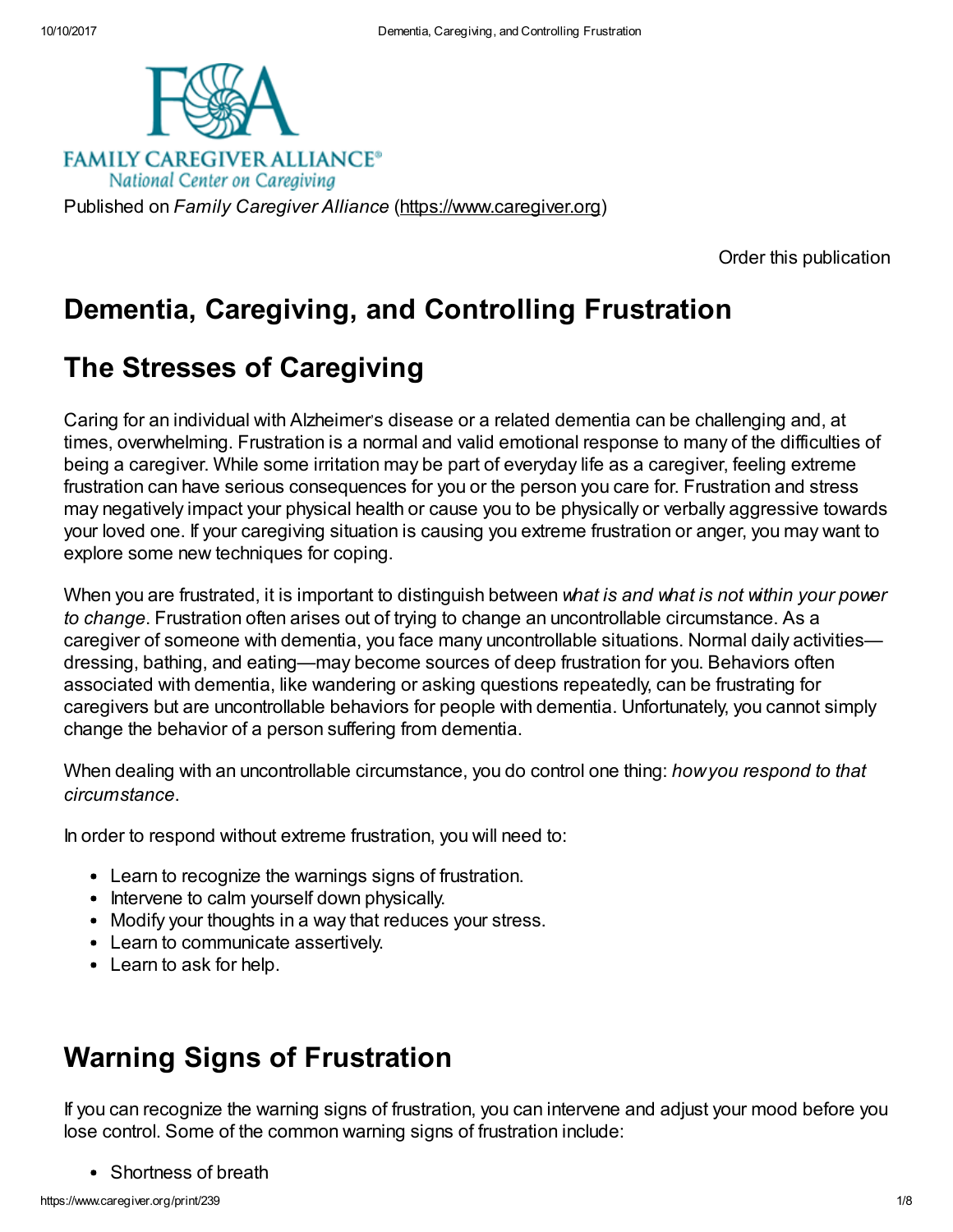FAMILY CAREGIVER ALLIANCE®
National Center on Caregiving

Published on *Family Caregiver Alliance* (https://www.caregiver.org)

Order this publication

# Dementia, Caregiving, and Controlling Frustration

## The Stresses of Caregiving

Caring for an individual with Alzheimer's disease or a related dementia can be challenging and, at times, overwhelming. Frustration is a normal and valid emotional response to many of the difficulties of being a caregiver. While some irritation may be part of everyday life as a caregiver, feeling extreme frustration can have serious consequences for you or the person you care for. Frustration and stress may negatively impact your physical health or cause you to be physically or verbally aggressive towards your loved one. If your caregiving situation is causing you extreme frustration or anger, you may want to explore some new techniques for coping.

When you are frustrated, it is important to distinguish between *what is and what is not within your power to change*. Frustration often arises out of trying to change an uncontrollable circumstance. As a caregiver of someone with dementia, you face many uncontrollable situations. Normal daily activities—dressing, bathing, and eating—may become sources of deep frustration for you. Behaviors often associated with dementia, like wandering or asking questions repeatedly, can be frustrating for caregivers but are uncontrollable behaviors for people with dementia. Unfortunately, you cannot simply change the behavior of a person suffering from dementia.

When dealing with an uncontrollable circumstance, you do control one thing: *how you respond to that circumstance*.

In order to respond without extreme frustration, you will need to:

- Learn to recognize the warnings signs of frustration.
- Intervene to calm yourself down physically.
- Modify your thoughts in a way that reduces your stress.
- Learn to communicate assertively.
- Learn to ask for help.

## Warning Signs of Frustration

If you can recognize the warning signs of frustration, you can intervene and adjust your mood before you lose control. Some of the common warning signs of frustration include:

- Shortness of breath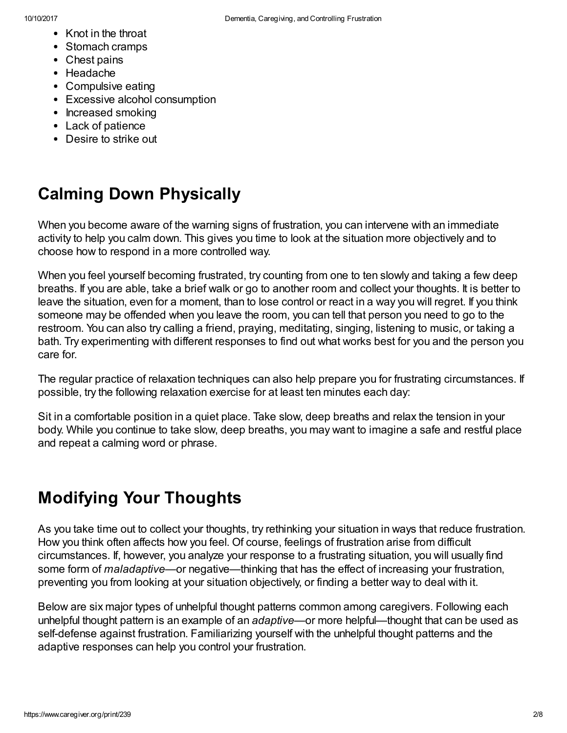- Knot in the throat
- Stomach cramps
- Chest pains
- Headache
- Compulsive eating
- Excessive alcohol consumption
- Increased smoking
- Lack of patience
- Desire to strike out

## Calming Down Physically

When you become aware of the warning signs of frustration, you can intervene with an immediate activity to help you calm down. This gives you time to look at the situation more objectively and to choose how to respond in a more controlled way.

When you feel yourself becoming frustrated, try counting from one to ten slowly and taking a few deep breaths. If you are able, take a brief walk or go to another room and collect your thoughts. It is better to leave the situation, even for a moment, than to lose control or react in a way you will regret. If you think someone may be offended when you leave the room, you can tell that person you need to go to the restroom. You can also try calling a friend, praying, meditating, singing, listening to music, or taking a bath. Try experimenting with different responses to find out what works best for you and the person you care for.

The regular practice of relaxation techniques can also help prepare you for frustrating circumstances. If possible, try the following relaxation exercise for at least ten minutes each day:

Sit in a comfortable position in a quiet place. Take slow, deep breaths and relax the tension in your body. While you continue to take slow, deep breaths, you may want to imagine a safe and restful place and repeat a calming word or phrase.

## Modifying Your Thoughts

As you take time out to collect your thoughts, try rethinking your situation in ways that reduce frustration. How you think often affects how you feel. Of course, feelings of frustration arise from difficult circumstances. If, however, you analyze your response to a frustrating situation, you will usually find some form of *maladaptive*—or negative—thinking that has the effect of increasing your frustration, preventing you from looking at your situation objectively, or finding a better way to deal with it.

Below are six major types of unhelpful thought patterns common among caregivers. Following each unhelpful thought pattern is an example of an *adaptive*—or more helpful—thought that can be used as self-defense against frustration. Familiarizing yourself with the unhelpful thought patterns and the adaptive responses can help you control your frustration.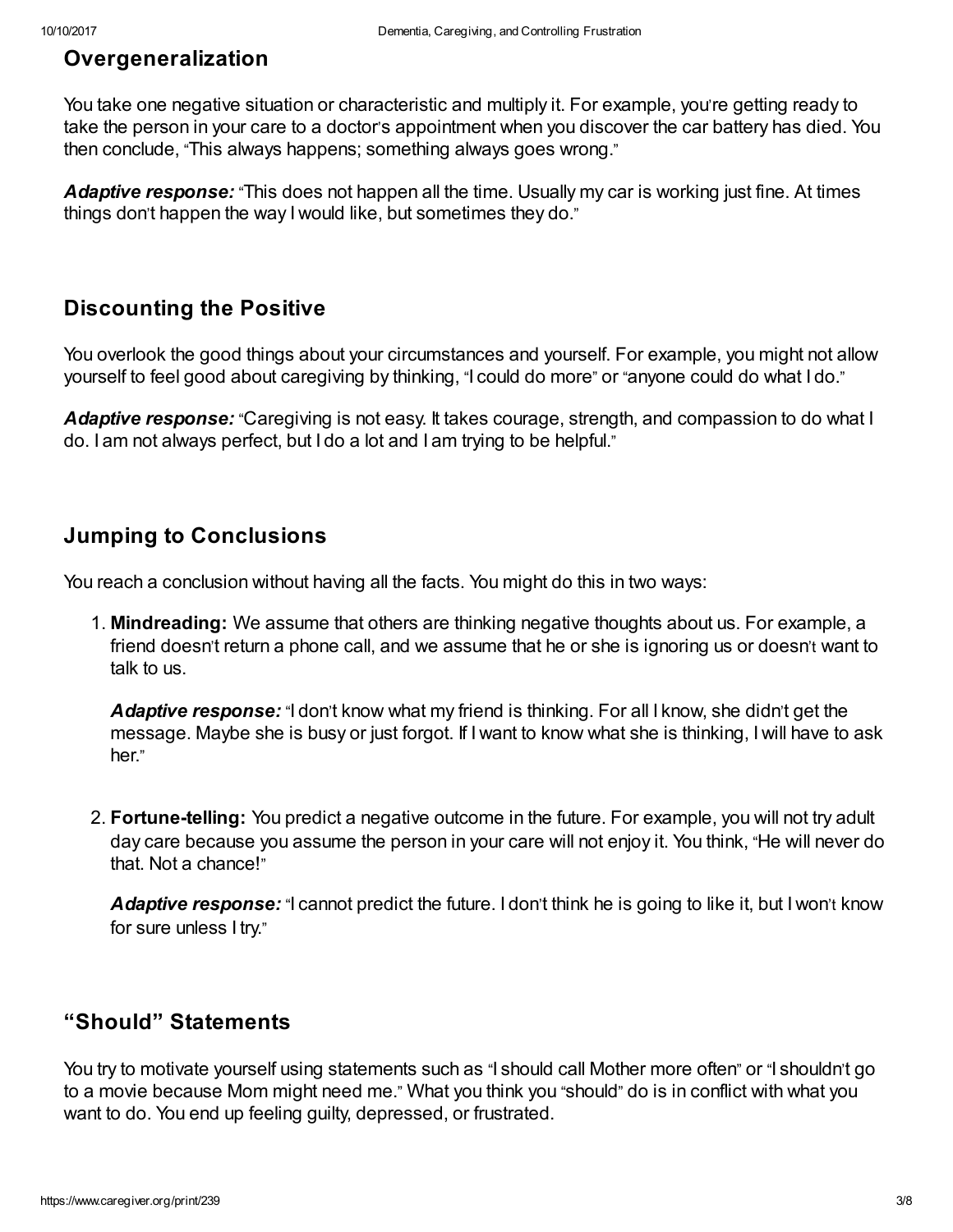## Overgeneralization

You take one negative situation or characteristic and multiply it. For example, you're getting ready to take the person in your care to a doctor's appointment when you discover the car battery has died. You then conclude, "This always happens; something always goes wrong."

***Adaptive response:*** "This does not happen all the time. Usually my car is working just fine. At times things don't happen the way I would like, but sometimes they do."

## Discounting the Positive

You overlook the good things about your circumstances and yourself. For example, you might not allow yourself to feel good about caregiving by thinking, "I could do more" or "anyone could do what I do."

***Adaptive response:*** "Caregiving is not easy. It takes courage, strength, and compassion to do what I do. I am not always perfect, but I do a lot and I am trying to be helpful."

## Jumping to Conclusions

You reach a conclusion without having all the facts. You might do this in two ways:

1. **Mindreading:** We assume that others are thinking negative thoughts about us. For example, a friend doesn't return a phone call, and we assume that he or she is ignoring us or doesn't want to talk to us.

   ***Adaptive response:*** "I don't know what my friend is thinking. For all I know, she didn't get the message. Maybe she is busy or just forgot. If I want to know what she is thinking, I will have to ask her."

2. **Fortune-telling:** You predict a negative outcome in the future. For example, you will not try adult day care because you assume the person in your care will not enjoy it. You think, "He will never do that. Not a chance!"

   ***Adaptive response:*** "I cannot predict the future. I don't think he is going to like it, but I won't know for sure unless I try."

## "Should" Statements

You try to motivate yourself using statements such as "I should call Mother more often" or "I shouldn't go to a movie because Mom might need me." What you think you "should" do is in conflict with what you want to do. You end up feeling guilty, depressed, or frustrated.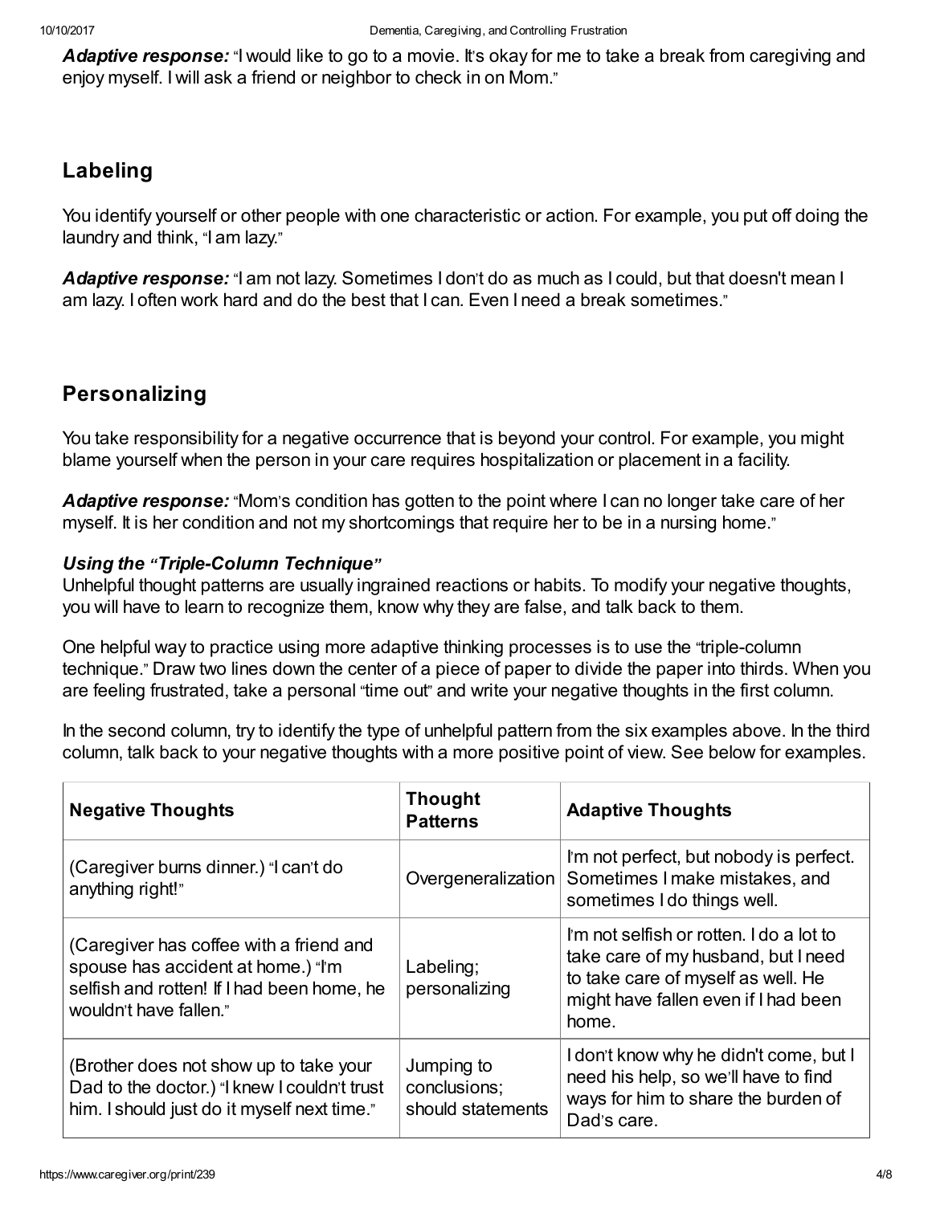***Adaptive response:*** "I would like to go to a movie. It's okay for me to take a break from caregiving and enjoy myself. I will ask a friend or neighbor to check in on Mom."

## Labeling

You identify yourself or other people with one characteristic or action. For example, you put off doing the laundry and think, "I am lazy."

***Adaptive response:*** "I am not lazy. Sometimes I don't do as much as I could, but that doesn't mean I am lazy. I often work hard and do the best that I can. Even I need a break sometimes."

## Personalizing

You take responsibility for a negative occurrence that is beyond your control. For example, you might blame yourself when the person in your care requires hospitalization or placement in a facility.

***Adaptive response:*** "Mom's condition has gotten to the point where I can no longer take care of her myself. It is her condition and not my shortcomings that require her to be in a nursing home."

***Using the "Triple-Column Technique"***

Unhelpful thought patterns are usually ingrained reactions or habits. To modify your negative thoughts, you will have to learn to recognize them, know why they are false, and talk back to them.

One helpful way to practice using more adaptive thinking processes is to use the "triple-column technique." Draw two lines down the center of a piece of paper to divide the paper into thirds. When you are feeling frustrated, take a personal "time out" and write your negative thoughts in the first column.

In the second column, try to identify the type of unhelpful pattern from the six examples above. In the third column, talk back to your negative thoughts with a more positive point of view. See below for examples.

| Negative Thoughts | Thought Patterns | Adaptive Thoughts |
| --- | --- | --- |
| (Caregiver burns dinner.) "I can't do anything right!" | Overgeneralization | I'm not perfect, but nobody is perfect. Sometimes I make mistakes, and sometimes I do things well. |
| (Caregiver has coffee with a friend and spouse has accident at home.) "I'm selfish and rotten! If I had been home, he wouldn't have fallen." | Labeling; personalizing | I'm not selfish or rotten. I do a lot to take care of my husband, but I need to take care of myself as well. He might have fallen even if I had been home. |
| (Brother does not show up to take your Dad to the doctor.) "I knew I couldn't trust him. I should just do it myself next time." | Jumping to conclusions; should statements | I don't know why he didn't come, but I need his help, so we'll have to find ways for him to share the burden of Dad's care. |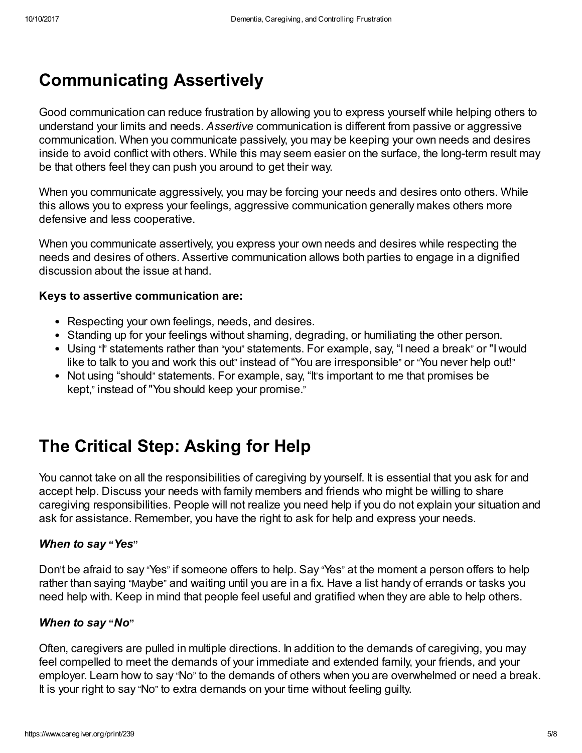## Communicating Assertively

Good communication can reduce frustration by allowing you to express yourself while helping others to understand your limits and needs. *Assertive* communication is different from passive or aggressive communication. When you communicate passively, you may be keeping your own needs and desires inside to avoid conflict with others. While this may seem easier on the surface, the long-term result may be that others feel they can push you around to get their way.

When you communicate aggressively, you may be forcing your needs and desires onto others. While this allows you to express your feelings, aggressive communication generally makes others more defensive and less cooperative.

When you communicate assertively, you express your own needs and desires while respecting the needs and desires of others. Assertive communication allows both parties to engage in a dignified discussion about the issue at hand.

**Keys to assertive communication are:**

- Respecting your own feelings, needs, and desires.
- Standing up for your feelings without shaming, degrading, or humiliating the other person.
- Using "I" statements rather than "you" statements. For example, say, "I need a break" or "I would like to talk to you and work this out" instead of "You are irresponsible" or "You never help out!"
- Not using "should" statements. For example, say, "It's important to me that promises be kept," instead of "You should keep your promise."

## The Critical Step: Asking for Help

You cannot take on all the responsibilities of caregiving by yourself. It is essential that you ask for and accept help. Discuss your needs with family members and friends who might be willing to share caregiving responsibilities. People will not realize you need help if you do not explain your situation and ask for assistance. Remember, you have the right to ask for help and express your needs.

### *When to say "Yes"*

Don't be afraid to say "Yes" if someone offers to help. Say "Yes" at the moment a person offers to help rather than saying "Maybe" and waiting until you are in a fix. Have a list handy of errands or tasks you need help with. Keep in mind that people feel useful and gratified when they are able to help others.

### *When to say "No"*

Often, caregivers are pulled in multiple directions. In addition to the demands of caregiving, you may feel compelled to meet the demands of your immediate and extended family, your friends, and your employer. Learn how to say "No" to the demands of others when you are overwhelmed or need a break. It is your right to say "No" to extra demands on your time without feeling guilty.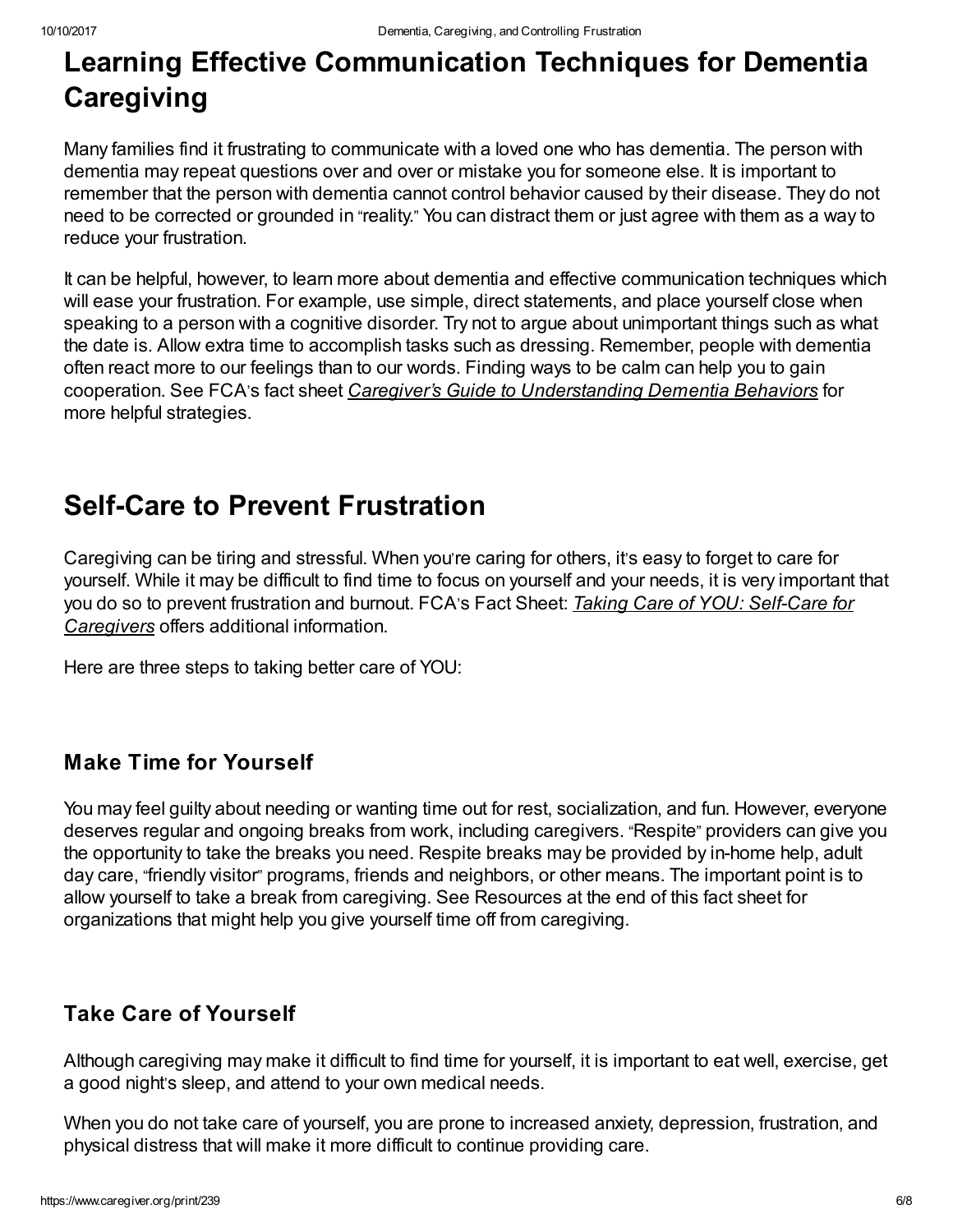## Learning Effective Communication Techniques for Dementia Caregiving

Many families find it frustrating to communicate with a loved one who has dementia. The person with dementia may repeat questions over and over or mistake you for someone else. It is important to remember that the person with dementia cannot control behavior caused by their disease. They do not need to be corrected or grounded in "reality." You can distract them or just agree with them as a way to reduce your frustration.

It can be helpful, however, to learn more about dementia and effective communication techniques which will ease your frustration. For example, use simple, direct statements, and place yourself close when speaking to a person with a cognitive disorder. Try not to argue about unimportant things such as what the date is. Allow extra time to accomplish tasks such as dressing. Remember, people with dementia often react more to our feelings than to our words. Finding ways to be calm can help you to gain cooperation. See FCA's fact sheet *Caregiver's Guide to Understanding Dementia Behaviors* for more helpful strategies.

## Self-Care to Prevent Frustration

Caregiving can be tiring and stressful. When you're caring for others, it's easy to forget to care for yourself. While it may be difficult to find time to focus on yourself and your needs, it is very important that you do so to prevent frustration and burnout. FCA's Fact Sheet: *Taking Care of YOU: Self-Care for Caregivers* offers additional information.

Here are three steps to taking better care of YOU:

### Make Time for Yourself

You may feel guilty about needing or wanting time out for rest, socialization, and fun. However, everyone deserves regular and ongoing breaks from work, including caregivers. "Respite" providers can give you the opportunity to take the breaks you need. Respite breaks may be provided by in-home help, adult day care, "friendly visitor" programs, friends and neighbors, or other means. The important point is to allow yourself to take a break from caregiving. See Resources at the end of this fact sheet for organizations that might help you give yourself time off from caregiving.

### Take Care of Yourself

Although caregiving may make it difficult to find time for yourself, it is important to eat well, exercise, get a good night's sleep, and attend to your own medical needs.

When you do not take care of yourself, you are prone to increased anxiety, depression, frustration, and physical distress that will make it more difficult to continue providing care.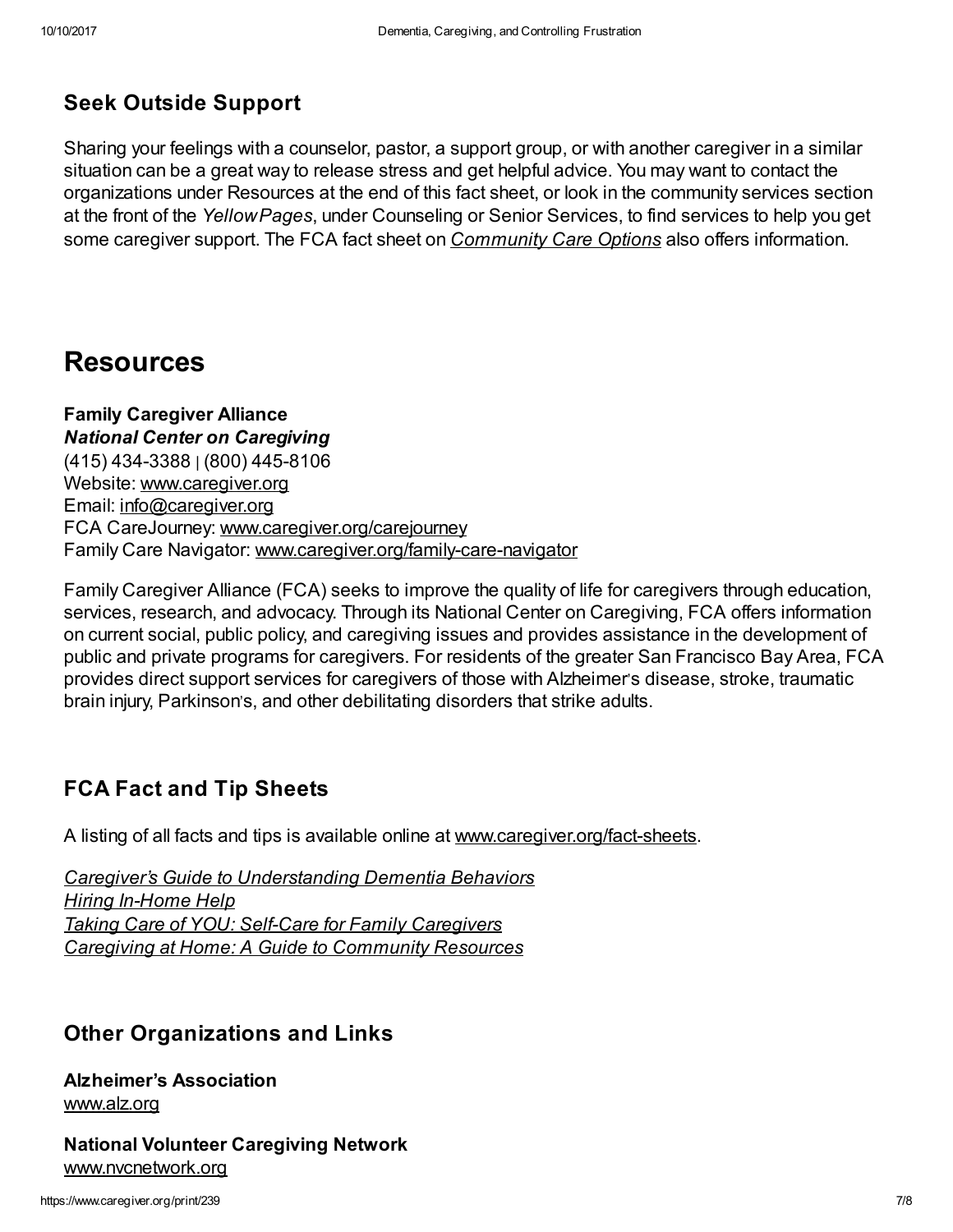### Seek Outside Support

Sharing your feelings with a counselor, pastor, a support group, or with another caregiver in a similar situation can be a great way to release stress and get helpful advice. You may want to contact the organizations under Resources at the end of this fact sheet, or look in the community services section at the front of the *Yellow Pages*, under Counseling or Senior Services, to find services to help you get some caregiver support. The FCA fact sheet on *Community Care Options* also offers information.

## Resources

**Family Caregiver Alliance**
***National Center on Caregiving***
(415) 434-3388 | (800) 445-8106
Website: www.caregiver.org
Email: info@caregiver.org
FCA CareJourney: www.caregiver.org/carejourney
Family Care Navigator: www.caregiver.org/family-care-navigator

Family Caregiver Alliance (FCA) seeks to improve the quality of life for caregivers through education, services, research, and advocacy. Through its National Center on Caregiving, FCA offers information on current social, public policy, and caregiving issues and provides assistance in the development of public and private programs for caregivers. For residents of the greater San Francisco Bay Area, FCA provides direct support services for caregivers of those with Alzheimer's disease, stroke, traumatic brain injury, Parkinson's, and other debilitating disorders that strike adults.

### FCA Fact and Tip Sheets

A listing of all facts and tips is available online at www.caregiver.org/fact-sheets.

*Caregiver's Guide to Understanding Dementia Behaviors*
*Hiring In-Home Help*
*Taking Care of YOU: Self-Care for Family Caregivers*
*Caregiving at Home: A Guide to Community Resources*

### Other Organizations and Links

**Alzheimer's Association**
www.alz.org

**National Volunteer Caregiving Network**
www.nvcnetwork.org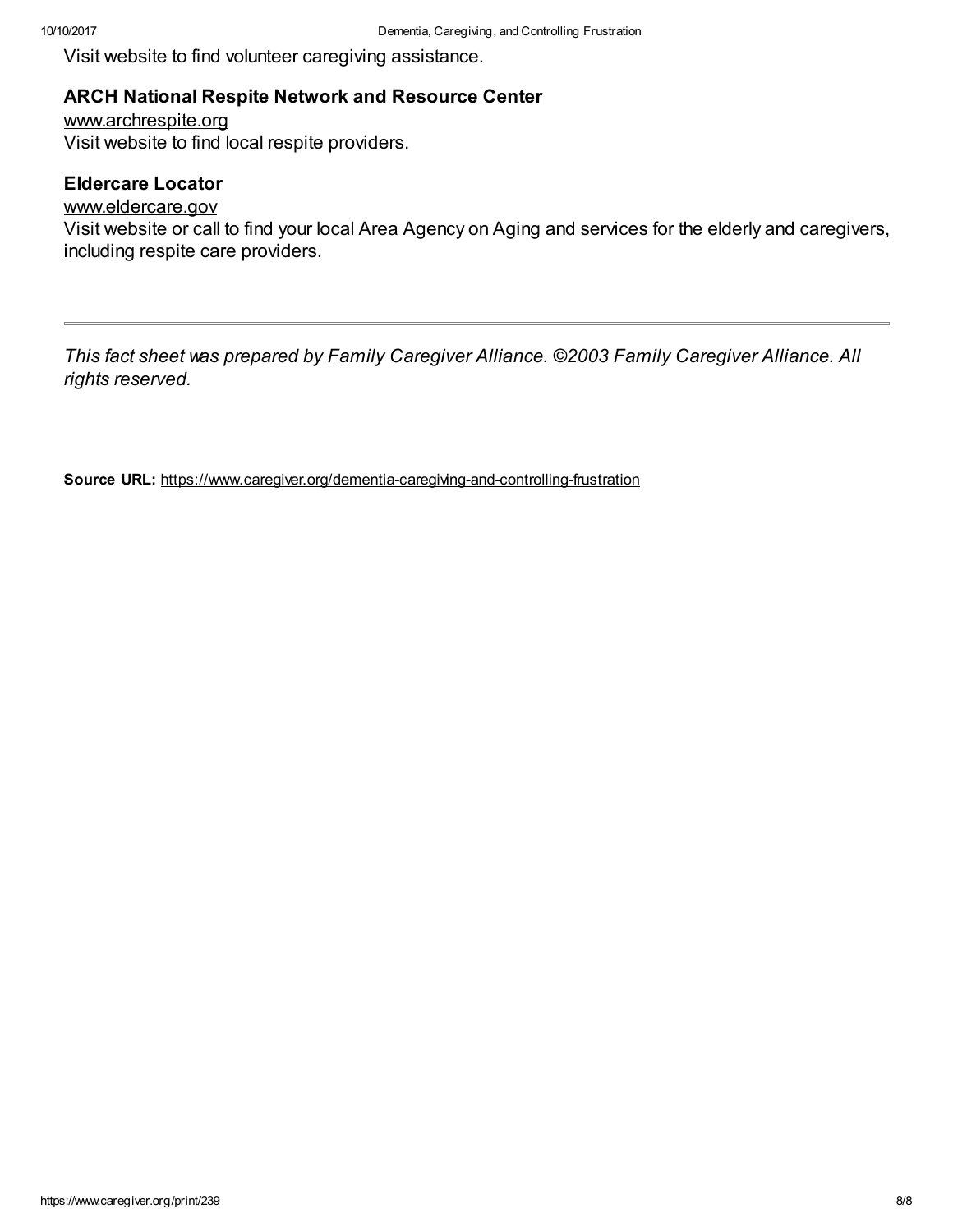Visit website to find volunteer caregiving assistance.

**ARCH National Respite Network and Resource Center**
www.archrespite.org
Visit website to find local respite providers.

**Eldercare Locator**
www.eldercare.gov
Visit website or call to find your local Area Agency on Aging and services for the elderly and caregivers, including respite care providers.

---

*This fact sheet was prepared by Family Caregiver Alliance. ©2003 Family Caregiver Alliance. All rights reserved.*

**Source URL:** https://www.caregiver.org/dementia-caregiving-and-controlling-frustration